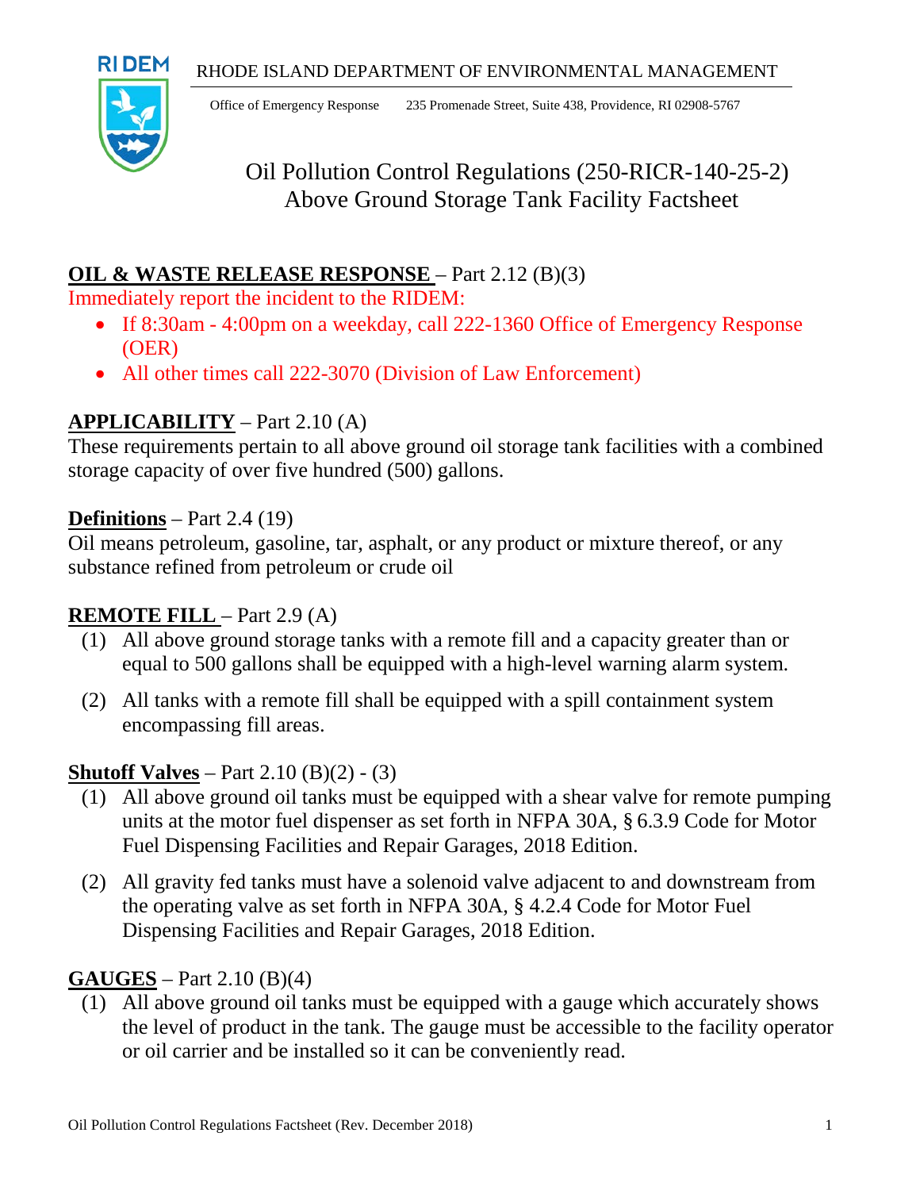RHODE ISLAND DEPARTMENT OF ENVIRONMENTAL MANAGEMENT

Office of Emergency Response 235 Promenade Street, Suite 438, Providence, RI 02908-5767

# Oil Pollution Control Regulations (250-RICR-140-25-2) Above Ground Storage Tank Facility Factsheet

## **OIL & WASTE RELEASE RESPONSE** – Part 2.12 (B)(3)

Immediately report the incident to the RIDEM:

- If 8:30am - 4:00pm on a weekday, call 222-1360 Office of Emergency Response (OER)
- All other times call 222-3070 (Division of Law Enforcement)

## **APPLICABILITY** – Part 2.10 (A)

These requirements pertain to all above ground oil storage tank facilities with a combined storage capacity of over five hundred (500) gallons.

## **Definitions** – Part 2.4 (19)

Oil means petroleum, gasoline, tar, asphalt, or any product or mixture thereof, or any substance refined from petroleum or crude oil

## **REMOTE FILL** – Part 2.9 (A)

(1) All above ground storage tanks with a remote fill and a capacity greater than or equal to 500 gallons shall be equipped with a high-level warning alarm system.

(2) All tanks with a remote fill shall be equipped with a spill containment system encompassing fill areas.

## **Shutoff Valves** – Part 2.10 (B)(2) - (3)

(1) All above ground oil tanks must be equipped with a shear valve for remote pumping units at the motor fuel dispenser as set forth in NFPA 30A, § 6.3.9 Code for Motor Fuel Dispensing Facilities and Repair Garages, 2018 Edition.

(2) All gravity fed tanks must have a solenoid valve adjacent to and downstream from the operating valve as set forth in NFPA 30A, § 4.2.4 Code for Motor Fuel Dispensing Facilities and Repair Garages, 2018 Edition.

## **GAUGES** – Part 2.10 (B)(4)

(1) All above ground oil tanks must be equipped with a gauge which accurately shows the level of product in the tank. The gauge must be accessible to the facility operator or oil carrier and be installed so it can be conveniently read.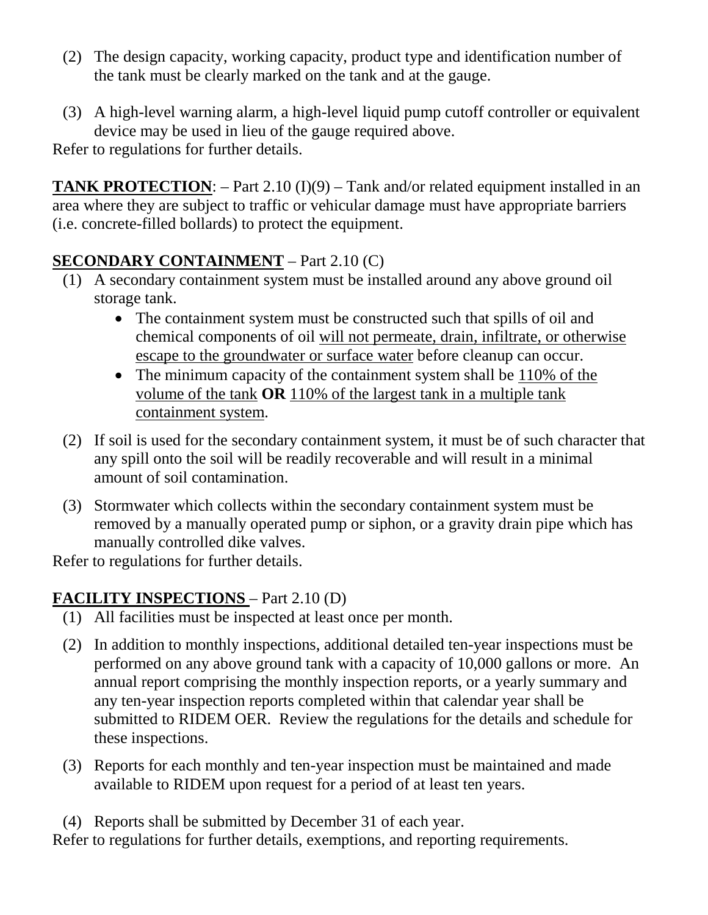(2) The design capacity, working capacity, product type and identification number of the tank must be clearly marked on the tank and at the gauge.

(3) A high-level warning alarm, a high-level liquid pump cutoff controller or equivalent device may be used in lieu of the gauge required above.

Refer to regulations for further details.

**TANK PROTECTION**: – Part 2.10 (I)(9) – Tank and/or related equipment installed in an area where they are subject to traffic or vehicular damage must have appropriate barriers (i.e. concrete-filled bollards) to protect the equipment.

## SECONDARY CONTAINMENT – Part 2.10 (C)

(1) A secondary containment system must be installed around any above ground oil storage tank.
   - The containment system must be constructed such that spills of oil and chemical components of oil will not permeate, drain, infiltrate, or otherwise escape to the groundwater or surface water before cleanup can occur.
   - The minimum capacity of the containment system shall be 110% of the volume of the tank **OR** 110% of the largest tank in a multiple tank containment system.

(2) If soil is used for the secondary containment system, it must be of such character that any spill onto the soil will be readily recoverable and will result in a minimal amount of soil contamination.

(3) Stormwater which collects within the secondary containment system must be removed by a manually operated pump or siphon, or a gravity drain pipe which has manually controlled dike valves.

Refer to regulations for further details.

## FACILITY INSPECTIONS – Part 2.10 (D)

(1) All facilities must be inspected at least once per month.

(2) In addition to monthly inspections, additional detailed ten-year inspections must be performed on any above ground tank with a capacity of 10,000 gallons or more. An annual report comprising the monthly inspection reports, or a yearly summary and any ten-year inspection reports completed within that calendar year shall be submitted to RIDEM OER. Review the regulations for the details and schedule for these inspections.

(3) Reports for each monthly and ten-year inspection must be maintained and made available to RIDEM upon request for a period of at least ten years.

(4) Reports shall be submitted by December 31 of each year.

Refer to regulations for further details, exemptions, and reporting requirements.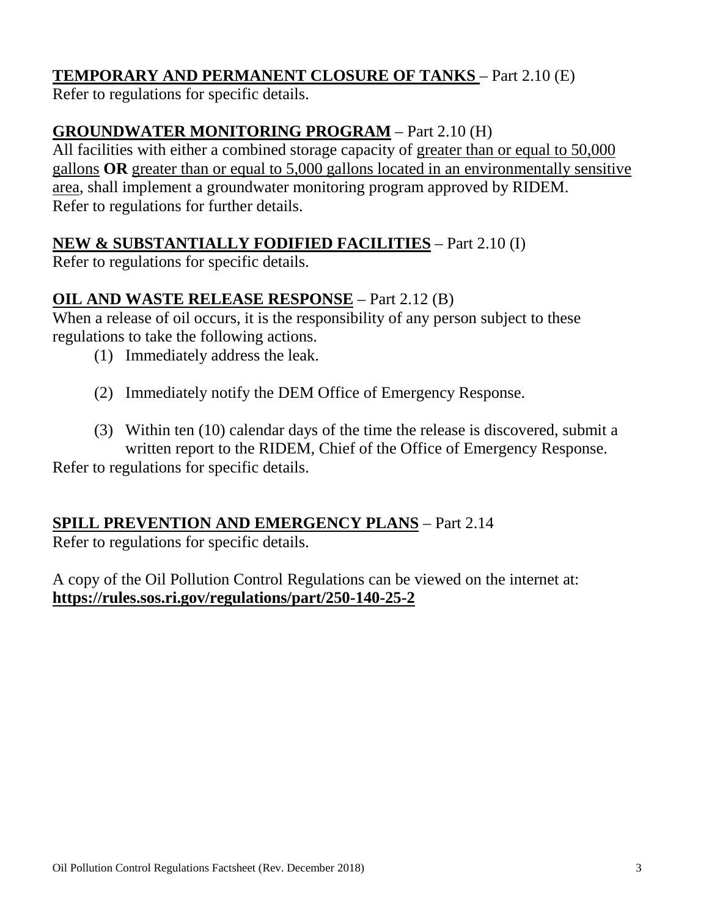**TEMPORARY AND PERMANENT CLOSURE OF TANKS** – Part 2.10 (E)
Refer to regulations for specific details.

**GROUNDWATER MONITORING PROGRAM** – Part 2.10 (H)
All facilities with either a combined storage capacity of greater than or equal to 50,000 gallons **OR** greater than or equal to 5,000 gallons located in an environmentally sensitive area, shall implement a groundwater monitoring program approved by RIDEM.
Refer to regulations for further details.

**NEW & SUBSTANTIALLY FODIFIED FACILITIES** – Part 2.10 (I)
Refer to regulations for specific details.

**OIL AND WASTE RELEASE RESPONSE** – Part 2.12 (B)
When a release of oil occurs, it is the responsibility of any person subject to these regulations to take the following actions.

(1) Immediately address the leak.

(2) Immediately notify the DEM Office of Emergency Response.

(3) Within ten (10) calendar days of the time the release is discovered, submit a written report to the RIDEM, Chief of the Office of Emergency Response.

Refer to regulations for specific details.

**SPILL PREVENTION AND EMERGENCY PLANS** – Part 2.14
Refer to regulations for specific details.

A copy of the Oil Pollution Control Regulations can be viewed on the internet at:
**https://rules.sos.ri.gov/regulations/part/250-140-25-2**